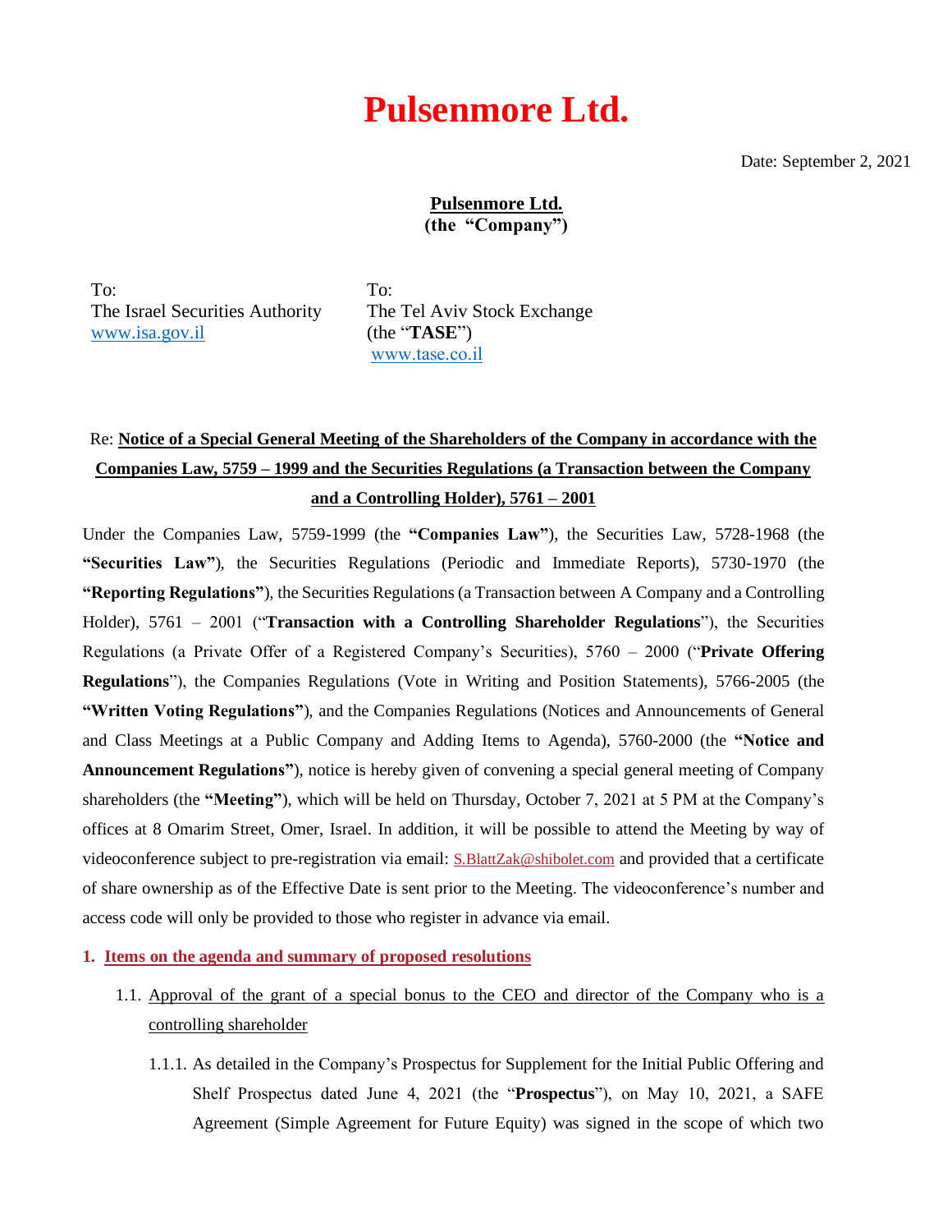# Pulsenmore Ltd.

Date: September 2, 2021

**Pulsenmore Ltd.**
**(the "Company")**

To:
The Israel Securities Authority
www.isa.gov.il

To:
The Tel Aviv Stock Exchange
(the "**TASE**")
www.tase.co.il

Re: **Notice of a Special General Meeting of the Shareholders of the Company in accordance with the Companies Law, 5759 – 1999 and the Securities Regulations (a Transaction between the Company and a Controlling Holder), 5761 – 2001**

Under the Companies Law, 5759-1999 (the **"Companies Law"**), the Securities Law, 5728-1968 (the **"Securities Law"**), the Securities Regulations (Periodic and Immediate Reports), 5730-1970 (the **"Reporting Regulations"**), the Securities Regulations (a Transaction between A Company and a Controlling Holder), 5761 – 2001 ("**Transaction with a Controlling Shareholder Regulations**"), the Securities Regulations (a Private Offer of a Registered Company's Securities), 5760 – 2000 ("**Private Offering Regulations**"), the Companies Regulations (Vote in Writing and Position Statements), 5766-2005 (the **"Written Voting Regulations"**), and the Companies Regulations (Notices and Announcements of General and Class Meetings at a Public Company and Adding Items to Agenda), 5760-2000 (the **"Notice and Announcement Regulations"**), notice is hereby given of convening a special general meeting of Company shareholders (the **"Meeting"**), which will be held on Thursday, October 7, 2021 at 5 PM at the Company's offices at 8 Omarim Street, Omer, Israel. In addition, it will be possible to attend the Meeting by way of videoconference subject to pre-registration via email: S.BlattZak@shibolet.com and provided that a certificate of share ownership as of the Effective Date is sent prior to the Meeting. The videoconference's number and access code will only be provided to those who register in advance via email.

## 1. Items on the agenda and summary of proposed resolutions

1.1. Approval of the grant of a special bonus to the CEO and director of the Company who is a controlling shareholder

1.1.1. As detailed in the Company's Prospectus for Supplement for the Initial Public Offering and Shelf Prospectus dated June 4, 2021 (the "**Prospectus**"), on May 10, 2021, a SAFE Agreement (Simple Agreement for Future Equity) was signed in the scope of which two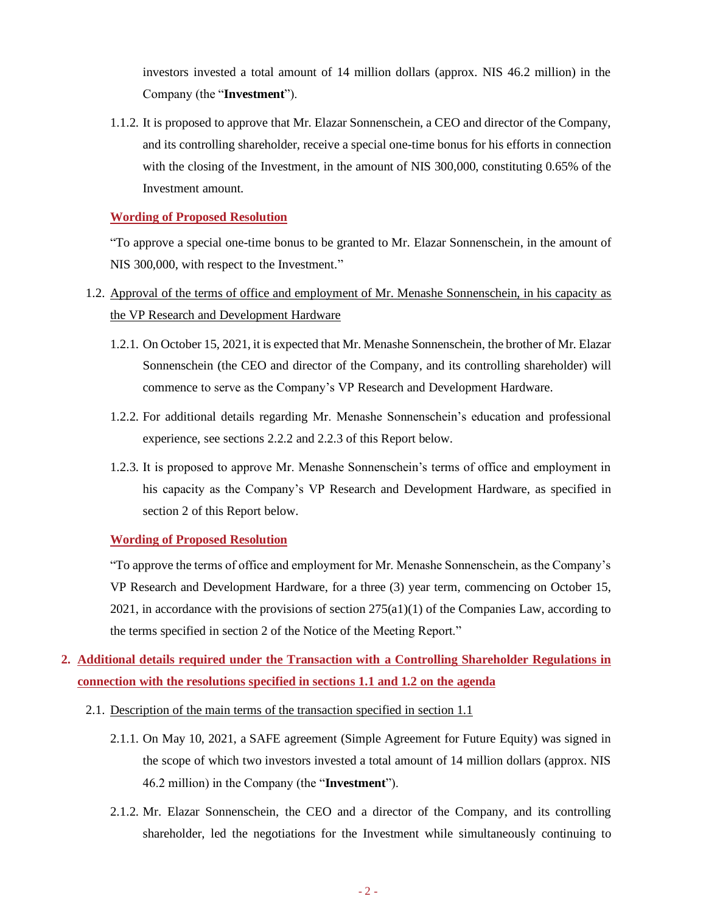investors invested a total amount of 14 million dollars (approx. NIS 46.2 million) in the Company (the "**Investment**").

1.1.2. It is proposed to approve that Mr. Elazar Sonnenschein, a CEO and director of the Company, and its controlling shareholder, receive a special one-time bonus for his efforts in connection with the closing of the Investment, in the amount of NIS 300,000, constituting 0.65% of the Investment amount.

**Wording of Proposed Resolution**

"To approve a special one-time bonus to be granted to Mr. Elazar Sonnenschein, in the amount of NIS 300,000, with respect to the Investment."

1.2. Approval of the terms of office and employment of Mr. Menashe Sonnenschein, in his capacity as the VP Research and Development Hardware

1.2.1. On October 15, 2021, it is expected that Mr. Menashe Sonnenschein, the brother of Mr. Elazar Sonnenschein (the CEO and director of the Company, and its controlling shareholder) will commence to serve as the Company's VP Research and Development Hardware.

1.2.2. For additional details regarding Mr. Menashe Sonnenschein's education and professional experience, see sections 2.2.2 and 2.2.3 of this Report below.

1.2.3. It is proposed to approve Mr. Menashe Sonnenschein's terms of office and employment in his capacity as the Company's VP Research and Development Hardware, as specified in section 2 of this Report below.

**Wording of Proposed Resolution**

"To approve the terms of office and employment for Mr. Menashe Sonnenschein, as the Company's VP Research and Development Hardware, for a three (3) year term, commencing on October 15, 2021, in accordance with the provisions of section 275(a1)(1) of the Companies Law, according to the terms specified in section 2 of the Notice of the Meeting Report."

**2. Additional details required under the Transaction with a Controlling Shareholder Regulations in connection with the resolutions specified in sections 1.1 and 1.2 on the agenda**

2.1. Description of the main terms of the transaction specified in section 1.1

2.1.1. On May 10, 2021, a SAFE agreement (Simple Agreement for Future Equity) was signed in the scope of which two investors invested a total amount of 14 million dollars (approx. NIS 46.2 million) in the Company (the "**Investment**").

2.1.2. Mr. Elazar Sonnenschein, the CEO and a director of the Company, and its controlling shareholder, led the negotiations for the Investment while simultaneously continuing to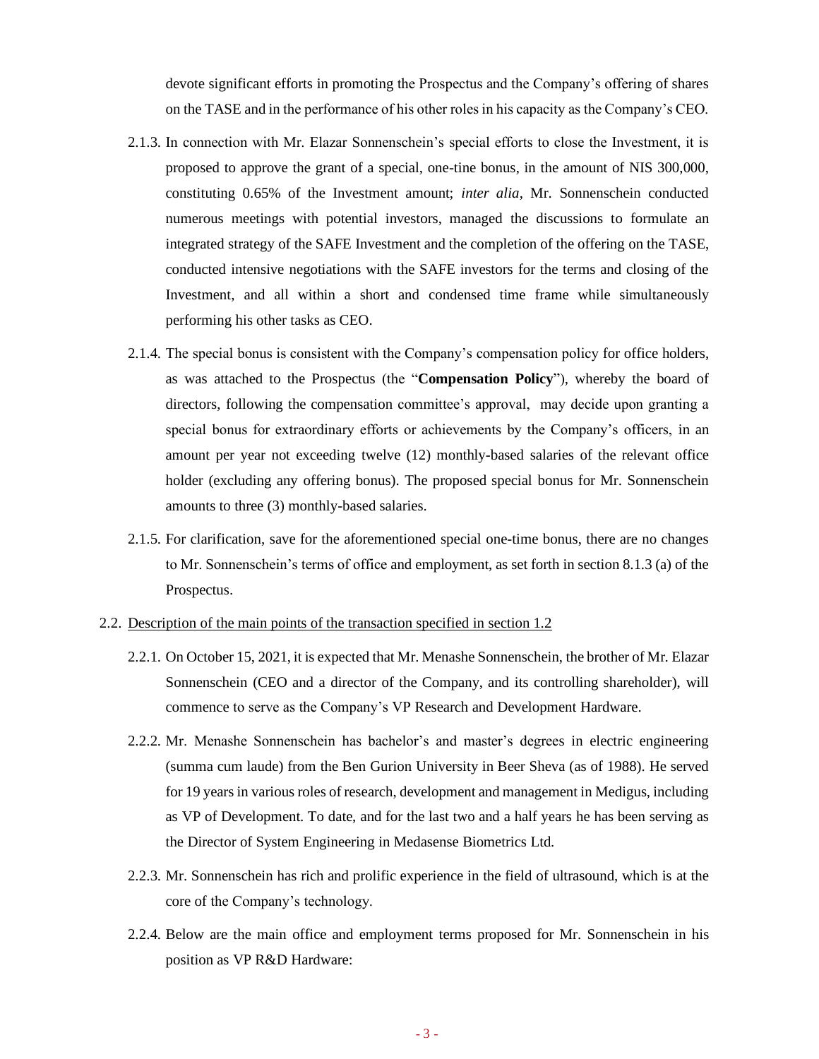devote significant efforts in promoting the Prospectus and the Company's offering of shares on the TASE and in the performance of his other roles in his capacity as the Company's CEO.

2.1.3. In connection with Mr. Elazar Sonnenschein's special efforts to close the Investment, it is proposed to approve the grant of a special, one-tine bonus, in the amount of NIS 300,000, constituting 0.65% of the Investment amount; *inter alia*, Mr. Sonnenschein conducted numerous meetings with potential investors, managed the discussions to formulate an integrated strategy of the SAFE Investment and the completion of the offering on the TASE, conducted intensive negotiations with the SAFE investors for the terms and closing of the Investment, and all within a short and condensed time frame while simultaneously performing his other tasks as CEO.

2.1.4. The special bonus is consistent with the Company's compensation policy for office holders, as was attached to the Prospectus (the "**Compensation Policy**"), whereby the board of directors, following the compensation committee's approval, may decide upon granting a special bonus for extraordinary efforts or achievements by the Company's officers, in an amount per year not exceeding twelve (12) monthly-based salaries of the relevant office holder (excluding any offering bonus). The proposed special bonus for Mr. Sonnenschein amounts to three (3) monthly-based salaries.

2.1.5. For clarification, save for the aforementioned special one-time bonus, there are no changes to Mr. Sonnenschein's terms of office and employment, as set forth in section 8.1.3 (a) of the Prospectus.

2.2. Description of the main points of the transaction specified in section 1.2

2.2.1. On October 15, 2021, it is expected that Mr. Menashe Sonnenschein, the brother of Mr. Elazar Sonnenschein (CEO and a director of the Company, and its controlling shareholder), will commence to serve as the Company's VP Research and Development Hardware.

2.2.2. Mr. Menashe Sonnenschein has bachelor's and master's degrees in electric engineering (summa cum laude) from the Ben Gurion University in Beer Sheva (as of 1988). He served for 19 years in various roles of research, development and management in Medigus, including as VP of Development. To date, and for the last two and a half years he has been serving as the Director of System Engineering in Medasense Biometrics Ltd.

2.2.3. Mr. Sonnenschein has rich and prolific experience in the field of ultrasound, which is at the core of the Company's technology.

2.2.4. Below are the main office and employment terms proposed for Mr. Sonnenschein in his position as VP R&D Hardware: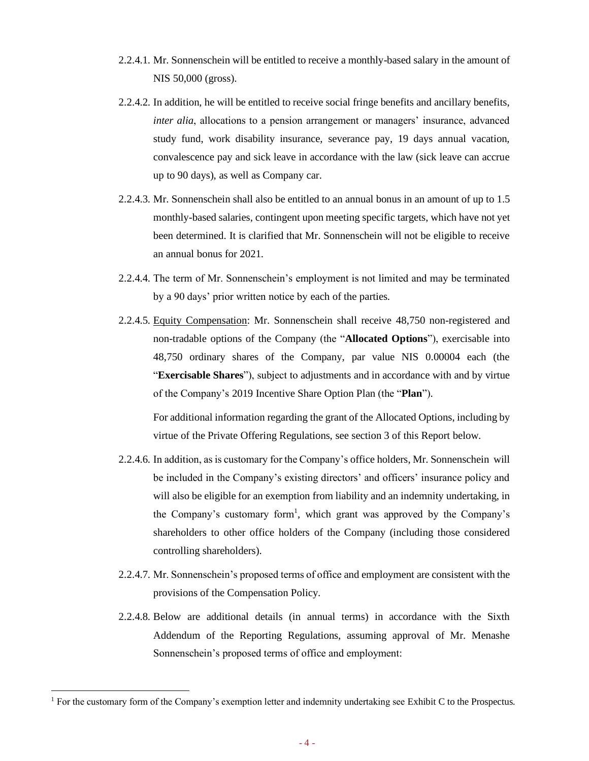2.2.4.1. Mr. Sonnenschein will be entitled to receive a monthly-based salary in the amount of NIS 50,000 (gross).

2.2.4.2. In addition, he will be entitled to receive social fringe benefits and ancillary benefits, *inter alia*, allocations to a pension arrangement or managers' insurance, advanced study fund, work disability insurance, severance pay, 19 days annual vacation, convalescence pay and sick leave in accordance with the law (sick leave can accrue up to 90 days), as well as Company car.

2.2.4.3. Mr. Sonnenschein shall also be entitled to an annual bonus in an amount of up to 1.5 monthly-based salaries, contingent upon meeting specific targets, which have not yet been determined. It is clarified that Mr. Sonnenschein will not be eligible to receive an annual bonus for 2021.

2.2.4.4. The term of Mr. Sonnenschein's employment is not limited and may be terminated by a 90 days' prior written notice by each of the parties.

2.2.4.5. Equity Compensation: Mr. Sonnenschein shall receive 48,750 non-registered and non-tradable options of the Company (the "**Allocated Options**"), exercisable into 48,750 ordinary shares of the Company, par value NIS 0.00004 each (the "**Exercisable Shares**"), subject to adjustments and in accordance with and by virtue of the Company's 2019 Incentive Share Option Plan (the "**Plan**").

For additional information regarding the grant of the Allocated Options, including by virtue of the Private Offering Regulations, see section 3 of this Report below.

2.2.4.6. In addition, as is customary for the Company's office holders, Mr. Sonnenschein will be included in the Company's existing directors' and officers' insurance policy and will also be eligible for an exemption from liability and an indemnity undertaking, in the Company's customary form[1], which grant was approved by the Company's shareholders to other office holders of the Company (including those considered controlling shareholders).

2.2.4.7. Mr. Sonnenschein's proposed terms of office and employment are consistent with the provisions of the Compensation Policy.

2.2.4.8. Below are additional details (in annual terms) in accordance with the Sixth Addendum of the Reporting Regulations, assuming approval of Mr. Menashe Sonnenschein's proposed terms of office and employment:

[1] For the customary form of the Company's exemption letter and indemnity undertaking see Exhibit C to the Prospectus.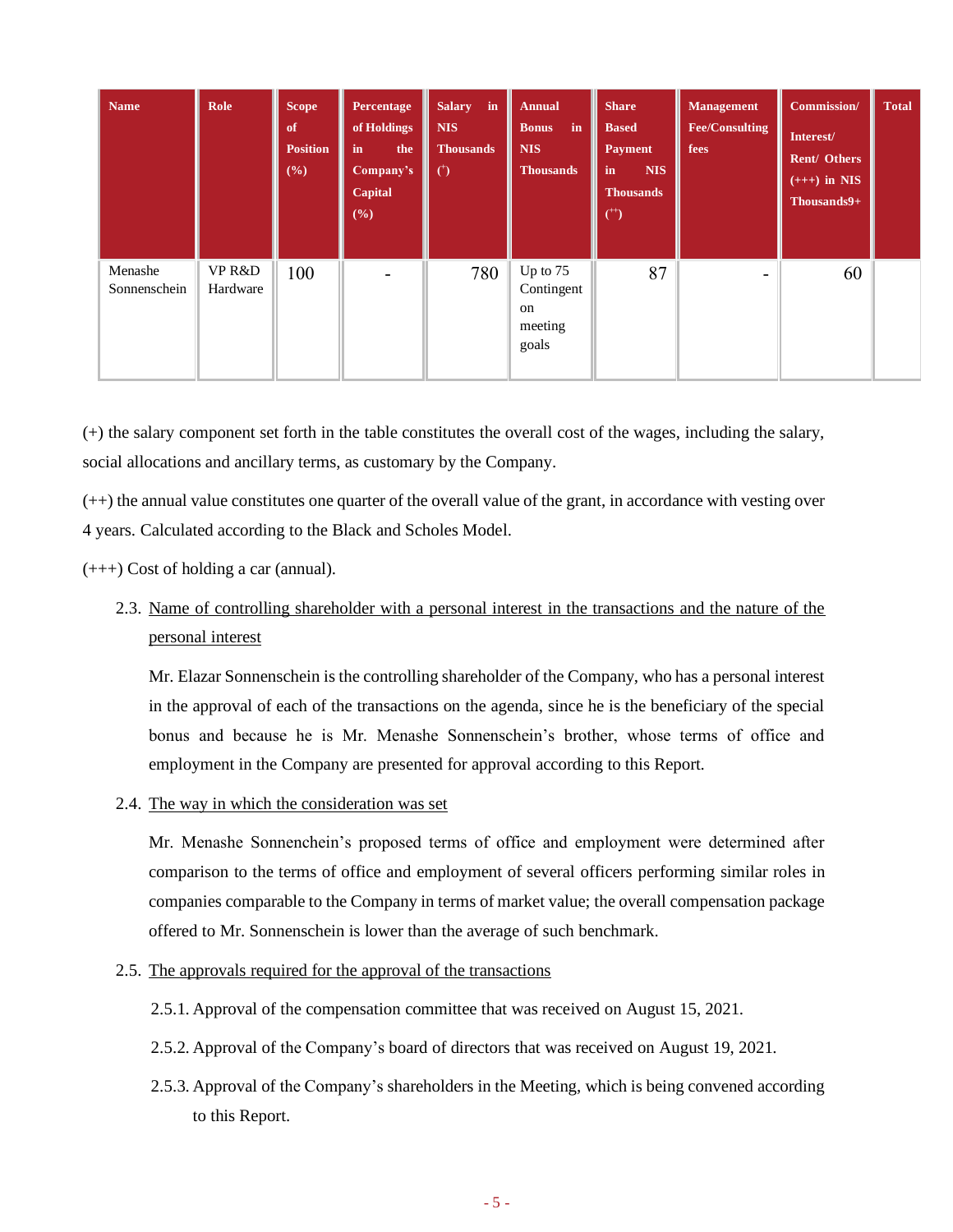| Name | Role | Scope of Position (%) | Percentage of Holdings in the Company's Capital (%) | Salary in NIS Thousands (+) | Annual Bonus in NIS Thousands | Share Based Payment in NIS Thousands (++) | Management Fee/Consulting fees | Commission/ Interest/ Rent/ Others (+++) in NIS Thousands9+ | Total |
|---|---|---|---|---|---|---|---|---|---|
| Menashe Sonnenschein | VP R&D Hardware | 100 | - | 780 | Up to 75 Contingent on meeting goals | 87 | - | 60 | |

(+) the salary component set forth in the table constitutes the overall cost of the wages, including the salary, social allocations and ancillary terms, as customary by the Company.

(++) the annual value constitutes one quarter of the overall value of the grant, in accordance with vesting over 4 years. Calculated according to the Black and Scholes Model.

(+++) Cost of holding a car (annual).

2.3. Name of controlling shareholder with a personal interest in the transactions and the nature of the personal interest

Mr. Elazar Sonnenschein is the controlling shareholder of the Company, who has a personal interest in the approval of each of the transactions on the agenda, since he is the beneficiary of the special bonus and because he is Mr. Menashe Sonnenschein's brother, whose terms of office and employment in the Company are presented for approval according to this Report.

2.4. The way in which the consideration was set

Mr. Menashe Sonnenchein's proposed terms of office and employment were determined after comparison to the terms of office and employment of several officers performing similar roles in companies comparable to the Company in terms of market value; the overall compensation package offered to Mr. Sonnenschein is lower than the average of such benchmark.

2.5. The approvals required for the approval of the transactions

2.5.1. Approval of the compensation committee that was received on August 15, 2021.

2.5.2. Approval of the Company's board of directors that was received on August 19, 2021.

2.5.3. Approval of the Company's shareholders in the Meeting, which is being convened according to this Report.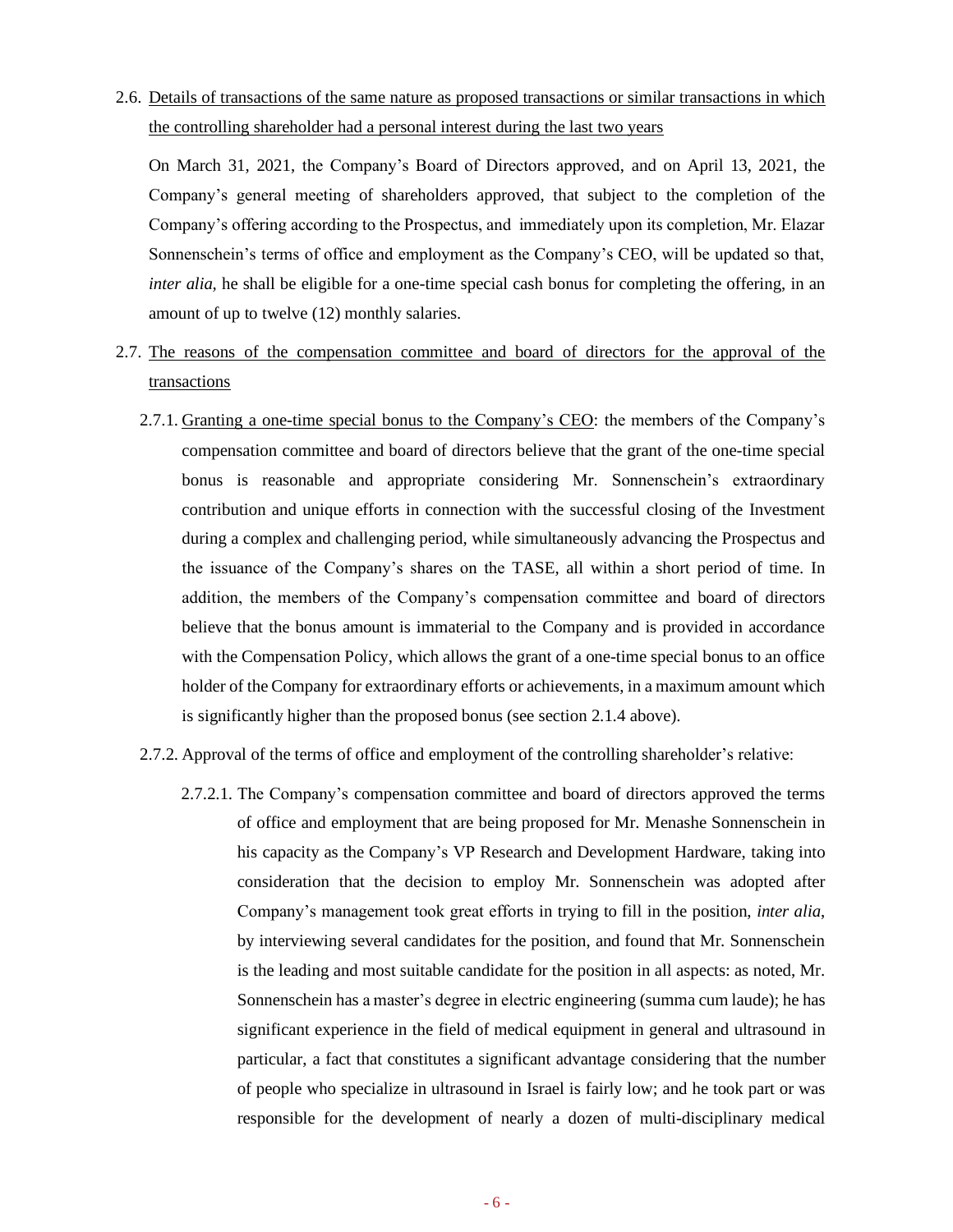2.6. <u>Details of transactions of the same nature as proposed transactions or similar transactions in which the controlling shareholder had a personal interest during the last two years</u>

On March 31, 2021, the Company's Board of Directors approved, and on April 13, 2021, the Company's general meeting of shareholders approved, that subject to the completion of the Company's offering according to the Prospectus, and immediately upon its completion, Mr. Elazar Sonnenschein's terms of office and employment as the Company's CEO, will be updated so that, *inter alia,* he shall be eligible for a one-time special cash bonus for completing the offering, in an amount of up to twelve (12) monthly salaries.

2.7. <u>The reasons of the compensation committee and board of directors for the approval of the transactions</u>

2.7.1. <u>Granting a one-time special bonus to the Company's CEO</u>: the members of the Company's compensation committee and board of directors believe that the grant of the one-time special bonus is reasonable and appropriate considering Mr. Sonnenschein's extraordinary contribution and unique efforts in connection with the successful closing of the Investment during a complex and challenging period, while simultaneously advancing the Prospectus and the issuance of the Company's shares on the TASE, all within a short period of time. In addition, the members of the Company's compensation committee and board of directors believe that the bonus amount is immaterial to the Company and is provided in accordance with the Compensation Policy, which allows the grant of a one-time special bonus to an office holder of the Company for extraordinary efforts or achievements, in a maximum amount which is significantly higher than the proposed bonus (see section 2.1.4 above).

2.7.2. Approval of the terms of office and employment of the controlling shareholder's relative:

2.7.2.1. The Company's compensation committee and board of directors approved the terms of office and employment that are being proposed for Mr. Menashe Sonnenschein in his capacity as the Company's VP Research and Development Hardware, taking into consideration that the decision to employ Mr. Sonnenschein was adopted after Company's management took great efforts in trying to fill in the position, *inter alia,* by interviewing several candidates for the position, and found that Mr. Sonnenschein is the leading and most suitable candidate for the position in all aspects: as noted, Mr. Sonnenschein has a master's degree in electric engineering (summa cum laude); he has significant experience in the field of medical equipment in general and ultrasound in particular, a fact that constitutes a significant advantage considering that the number of people who specialize in ultrasound in Israel is fairly low; and he took part or was responsible for the development of nearly a dozen of multi-disciplinary medical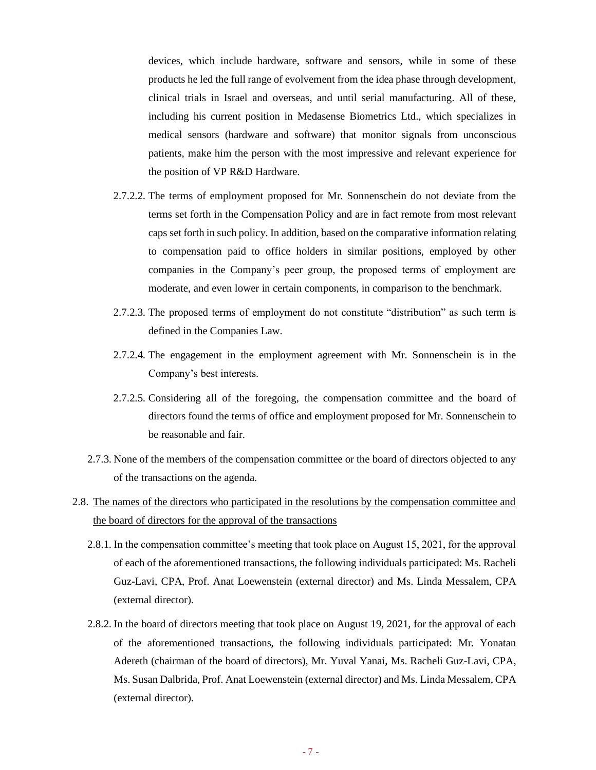devices, which include hardware, software and sensors, while in some of these products he led the full range of evolvement from the idea phase through development, clinical trials in Israel and overseas, and until serial manufacturing. All of these, including his current position in Medasense Biometrics Ltd., which specializes in medical sensors (hardware and software) that monitor signals from unconscious patients, make him the person with the most impressive and relevant experience for the position of VP R&D Hardware.

2.7.2.2. The terms of employment proposed for Mr. Sonnenschein do not deviate from the terms set forth in the Compensation Policy and are in fact remote from most relevant caps set forth in such policy. In addition, based on the comparative information relating to compensation paid to office holders in similar positions, employed by other companies in the Company's peer group, the proposed terms of employment are moderate, and even lower in certain components, in comparison to the benchmark.

2.7.2.3. The proposed terms of employment do not constitute "distribution" as such term is defined in the Companies Law.

2.7.2.4. The engagement in the employment agreement with Mr. Sonnenschein is in the Company's best interests.

2.7.2.5. Considering all of the foregoing, the compensation committee and the board of directors found the terms of office and employment proposed for Mr. Sonnenschein to be reasonable and fair.

2.7.3. None of the members of the compensation committee or the board of directors objected to any of the transactions on the agenda.

2.8. The names of the directors who participated in the resolutions by the compensation committee and the board of directors for the approval of the transactions

2.8.1. In the compensation committee's meeting that took place on August 15, 2021, for the approval of each of the aforementioned transactions, the following individuals participated: Ms. Racheli Guz-Lavi, CPA, Prof. Anat Loewenstein (external director) and Ms. Linda Messalem, CPA (external director).

2.8.2. In the board of directors meeting that took place on August 19, 2021, for the approval of each of the aforementioned transactions, the following individuals participated: Mr. Yonatan Adereth (chairman of the board of directors), Mr. Yuval Yanai, Ms. Racheli Guz-Lavi, CPA, Ms. Susan Dalbrida, Prof. Anat Loewenstein (external director) and Ms. Linda Messalem, CPA (external director).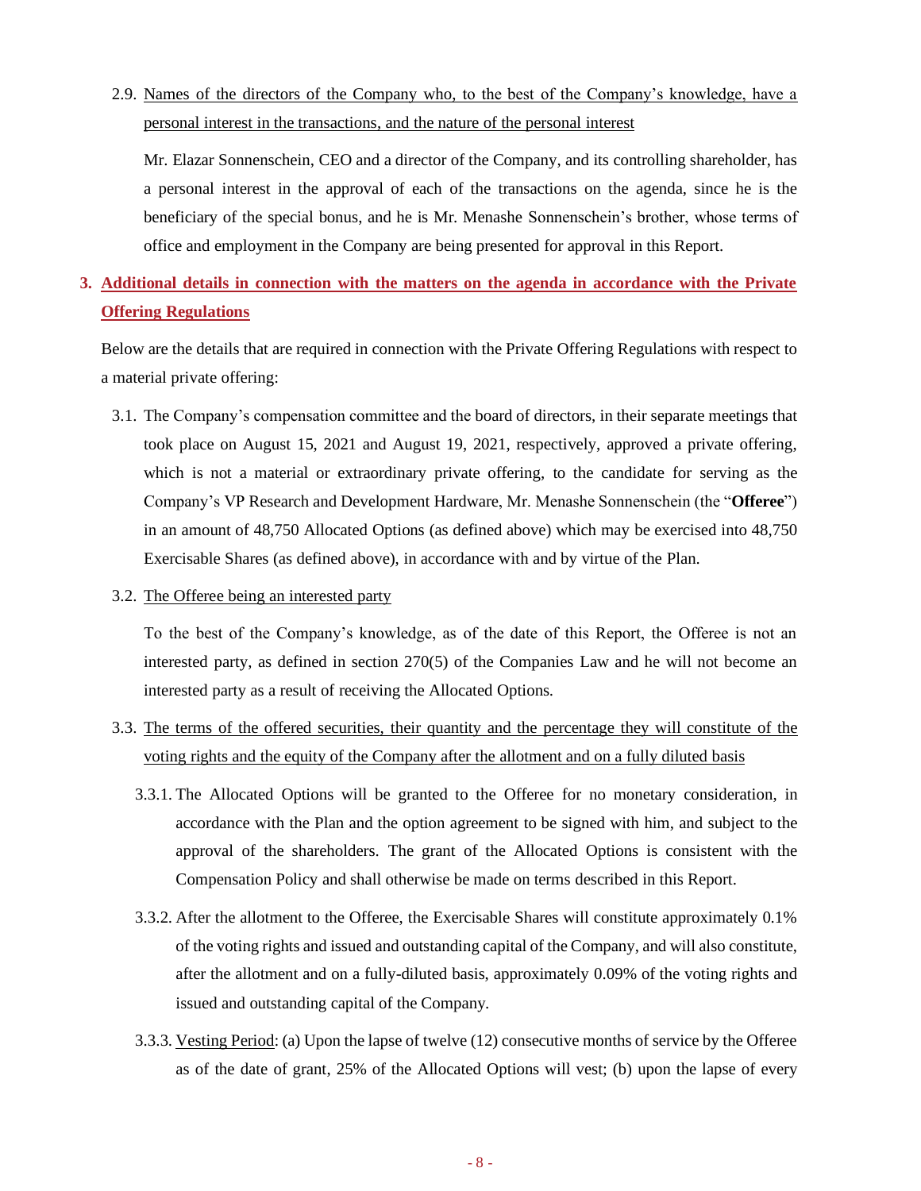2.9. <u>Names of the directors of the Company who, to the best of the Company's knowledge, have a personal interest in the transactions, and the nature of the personal interest</u>

Mr. Elazar Sonnenschein, CEO and a director of the Company, and its controlling shareholder, has a personal interest in the approval of each of the transactions on the agenda, since he is the beneficiary of the special bonus, and he is Mr. Menashe Sonnenschein's brother, whose terms of office and employment in the Company are being presented for approval in this Report.

## 3. Additional details in connection with the matters on the agenda in accordance with the Private Offering Regulations

Below are the details that are required in connection with the Private Offering Regulations with respect to a material private offering:

3.1. The Company's compensation committee and the board of directors, in their separate meetings that took place on August 15, 2021 and August 19, 2021, respectively, approved a private offering, which is not a material or extraordinary private offering, to the candidate for serving as the Company's VP Research and Development Hardware, Mr. Menashe Sonnenschein (the "**Offeree**") in an amount of 48,750 Allocated Options (as defined above) which may be exercised into 48,750 Exercisable Shares (as defined above), in accordance with and by virtue of the Plan.

3.2. <u>The Offeree being an interested party</u>

To the best of the Company's knowledge, as of the date of this Report, the Offeree is not an interested party, as defined in section 270(5) of the Companies Law and he will not become an interested party as a result of receiving the Allocated Options.

3.3. <u>The terms of the offered securities, their quantity and the percentage they will constitute of the voting rights and the equity of the Company after the allotment and on a fully diluted basis</u>

3.3.1. The Allocated Options will be granted to the Offeree for no monetary consideration, in accordance with the Plan and the option agreement to be signed with him, and subject to the approval of the shareholders. The grant of the Allocated Options is consistent with the Compensation Policy and shall otherwise be made on terms described in this Report.

3.3.2. After the allotment to the Offeree, the Exercisable Shares will constitute approximately 0.1% of the voting rights and issued and outstanding capital of the Company, and will also constitute, after the allotment and on a fully-diluted basis, approximately 0.09% of the voting rights and issued and outstanding capital of the Company.

3.3.3. <u>Vesting Period</u>: (a) Upon the lapse of twelve (12) consecutive months of service by the Offeree as of the date of grant, 25% of the Allocated Options will vest; (b) upon the lapse of every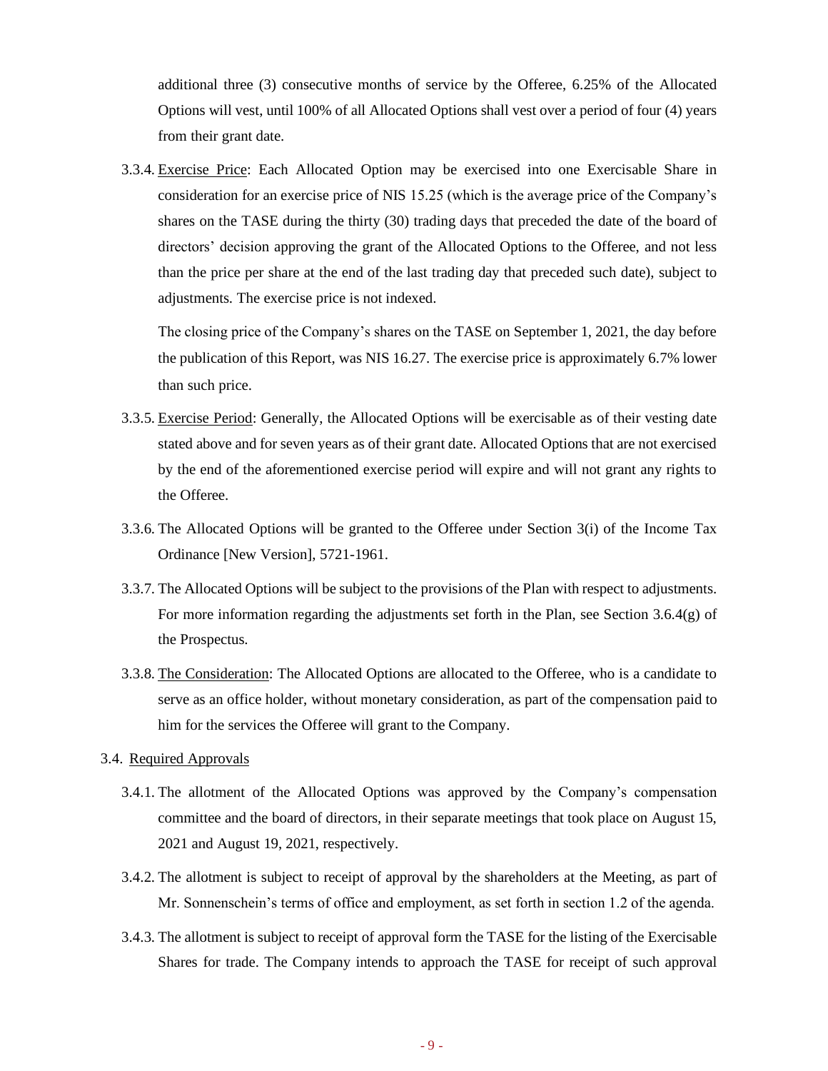additional three (3) consecutive months of service by the Offeree, 6.25% of the Allocated Options will vest, until 100% of all Allocated Options shall vest over a period of four (4) years from their grant date.

3.3.4. Exercise Price: Each Allocated Option may be exercised into one Exercisable Share in consideration for an exercise price of NIS 15.25 (which is the average price of the Company's shares on the TASE during the thirty (30) trading days that preceded the date of the board of directors' decision approving the grant of the Allocated Options to the Offeree, and not less than the price per share at the end of the last trading day that preceded such date), subject to adjustments. The exercise price is not indexed.

The closing price of the Company's shares on the TASE on September 1, 2021, the day before the publication of this Report, was NIS 16.27. The exercise price is approximately 6.7% lower than such price.

3.3.5. Exercise Period: Generally, the Allocated Options will be exercisable as of their vesting date stated above and for seven years as of their grant date. Allocated Options that are not exercised by the end of the aforementioned exercise period will expire and will not grant any rights to the Offeree.

3.3.6. The Allocated Options will be granted to the Offeree under Section 3(i) of the Income Tax Ordinance [New Version], 5721-1961.

3.3.7. The Allocated Options will be subject to the provisions of the Plan with respect to adjustments. For more information regarding the adjustments set forth in the Plan, see Section 3.6.4(g) of the Prospectus.

3.3.8. The Consideration: The Allocated Options are allocated to the Offeree, who is a candidate to serve as an office holder, without monetary consideration, as part of the compensation paid to him for the services the Offeree will grant to the Company.

3.4. Required Approvals

3.4.1. The allotment of the Allocated Options was approved by the Company's compensation committee and the board of directors, in their separate meetings that took place on August 15, 2021 and August 19, 2021, respectively.

3.4.2. The allotment is subject to receipt of approval by the shareholders at the Meeting, as part of Mr. Sonnenschein's terms of office and employment, as set forth in section 1.2 of the agenda.

3.4.3. The allotment is subject to receipt of approval form the TASE for the listing of the Exercisable Shares for trade. The Company intends to approach the TASE for receipt of such approval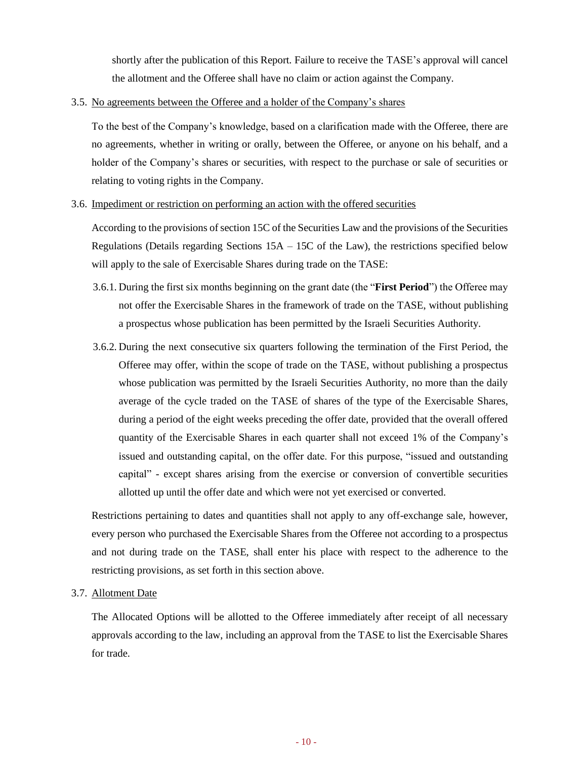shortly after the publication of this Report. Failure to receive the TASE's approval will cancel the allotment and the Offeree shall have no claim or action against the Company.

3.5. No agreements between the Offeree and a holder of the Company's shares

To the best of the Company's knowledge, based on a clarification made with the Offeree, there are no agreements, whether in writing or orally, between the Offeree, or anyone on his behalf, and a holder of the Company's shares or securities, with respect to the purchase or sale of securities or relating to voting rights in the Company.

3.6. Impediment or restriction on performing an action with the offered securities

According to the provisions of section 15C of the Securities Law and the provisions of the Securities Regulations (Details regarding Sections 15A – 15C of the Law), the restrictions specified below will apply to the sale of Exercisable Shares during trade on the TASE:

3.6.1. During the first six months beginning on the grant date (the "**First Period**") the Offeree may not offer the Exercisable Shares in the framework of trade on the TASE, without publishing a prospectus whose publication has been permitted by the Israeli Securities Authority.

3.6.2. During the next consecutive six quarters following the termination of the First Period, the Offeree may offer, within the scope of trade on the TASE, without publishing a prospectus whose publication was permitted by the Israeli Securities Authority, no more than the daily average of the cycle traded on the TASE of shares of the type of the Exercisable Shares, during a period of the eight weeks preceding the offer date, provided that the overall offered quantity of the Exercisable Shares in each quarter shall not exceed 1% of the Company's issued and outstanding capital, on the offer date. For this purpose, "issued and outstanding capital" - except shares arising from the exercise or conversion of convertible securities allotted up until the offer date and which were not yet exercised or converted.

Restrictions pertaining to dates and quantities shall not apply to any off-exchange sale, however, every person who purchased the Exercisable Shares from the Offeree not according to a prospectus and not during trade on the TASE, shall enter his place with respect to the adherence to the restricting provisions, as set forth in this section above.

3.7. Allotment Date

The Allocated Options will be allotted to the Offeree immediately after receipt of all necessary approvals according to the law, including an approval from the TASE to list the Exercisable Shares for trade.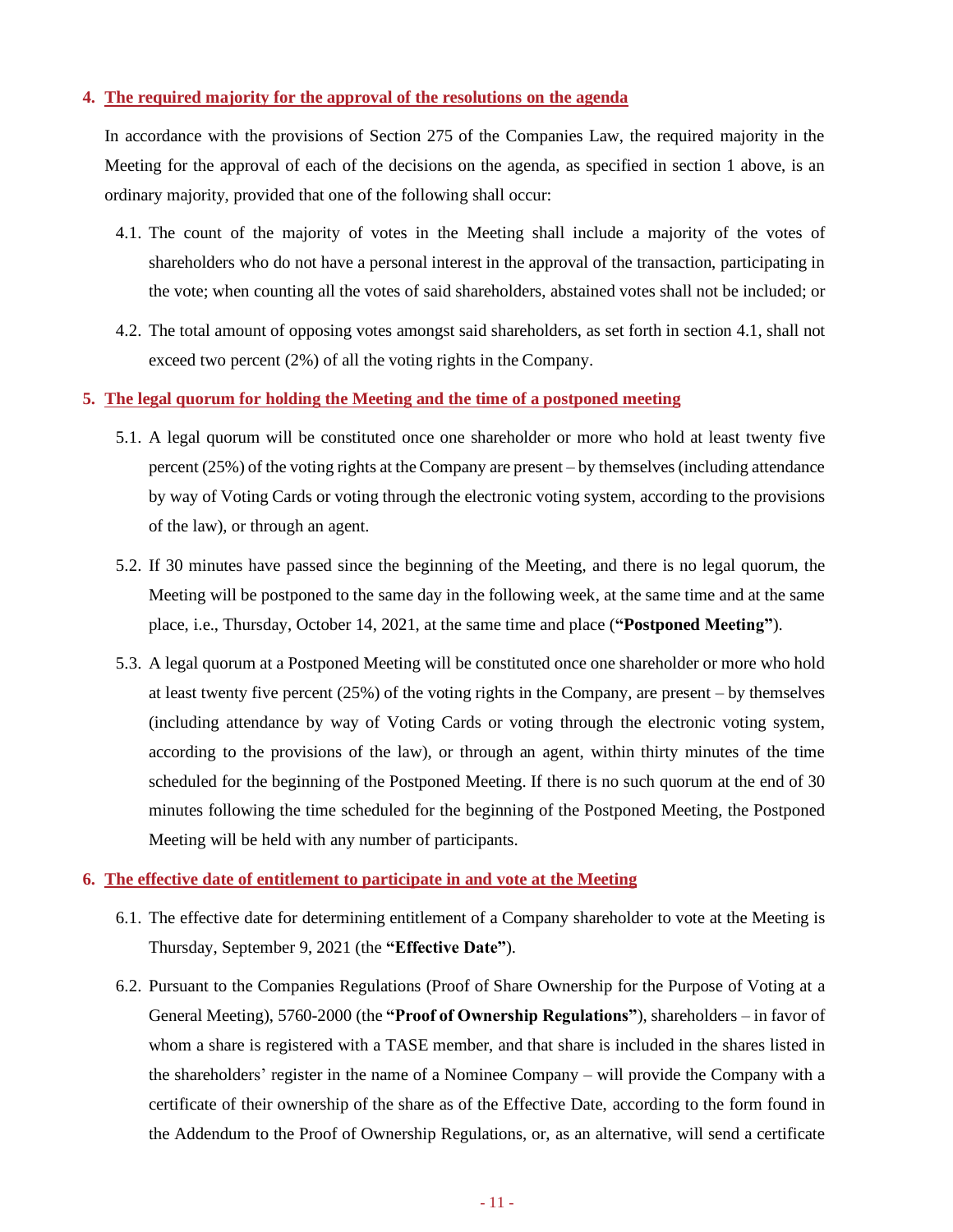## 4. The required majority for the approval of the resolutions on the agenda

In accordance with the provisions of Section 275 of the Companies Law, the required majority in the Meeting for the approval of each of the decisions on the agenda, as specified in section 1 above, is an ordinary majority, provided that one of the following shall occur:

4.1. The count of the majority of votes in the Meeting shall include a majority of the votes of shareholders who do not have a personal interest in the approval of the transaction, participating in the vote; when counting all the votes of said shareholders, abstained votes shall not be included; or

4.2. The total amount of opposing votes amongst said shareholders, as set forth in section 4.1, shall not exceed two percent (2%) of all the voting rights in the Company.

## 5. The legal quorum for holding the Meeting and the time of a postponed meeting

5.1. A legal quorum will be constituted once one shareholder or more who hold at least twenty five percent (25%) of the voting rights at the Company are present – by themselves (including attendance by way of Voting Cards or voting through the electronic voting system, according to the provisions of the law), or through an agent.

5.2. If 30 minutes have passed since the beginning of the Meeting, and there is no legal quorum, the Meeting will be postponed to the same day in the following week, at the same time and at the same place, i.e., Thursday, October 14, 2021, at the same time and place (**"Postponed Meeting"**).

5.3. A legal quorum at a Postponed Meeting will be constituted once one shareholder or more who hold at least twenty five percent (25%) of the voting rights in the Company, are present – by themselves (including attendance by way of Voting Cards or voting through the electronic voting system, according to the provisions of the law), or through an agent, within thirty minutes of the time scheduled for the beginning of the Postponed Meeting. If there is no such quorum at the end of 30 minutes following the time scheduled for the beginning of the Postponed Meeting, the Postponed Meeting will be held with any number of participants.

## 6. The effective date of entitlement to participate in and vote at the Meeting

6.1. The effective date for determining entitlement of a Company shareholder to vote at the Meeting is Thursday, September 9, 2021 (the **"Effective Date"**).

6.2. Pursuant to the Companies Regulations (Proof of Share Ownership for the Purpose of Voting at a General Meeting), 5760-2000 (the **"Proof of Ownership Regulations"**), shareholders – in favor of whom a share is registered with a TASE member, and that share is included in the shares listed in the shareholders' register in the name of a Nominee Company – will provide the Company with a certificate of their ownership of the share as of the Effective Date, according to the form found in the Addendum to the Proof of Ownership Regulations, or, as an alternative, will send a certificate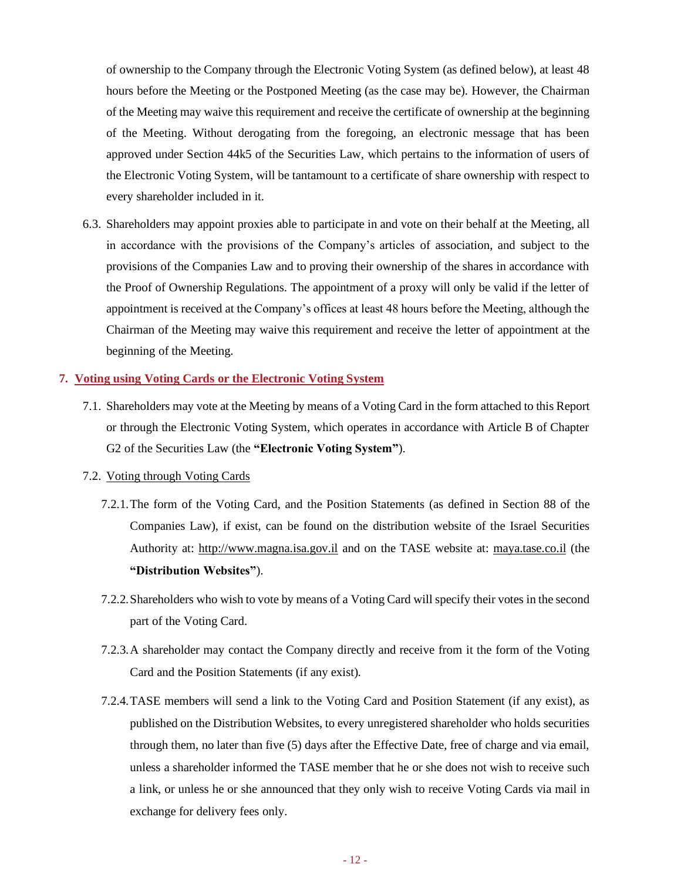of ownership to the Company through the Electronic Voting System (as defined below), at least 48 hours before the Meeting or the Postponed Meeting (as the case may be). However, the Chairman of the Meeting may waive this requirement and receive the certificate of ownership at the beginning of the Meeting. Without derogating from the foregoing, an electronic message that has been approved under Section 44k5 of the Securities Law, which pertains to the information of users of the Electronic Voting System, will be tantamount to a certificate of share ownership with respect to every shareholder included in it.

6.3. Shareholders may appoint proxies able to participate in and vote on their behalf at the Meeting, all in accordance with the provisions of the Company's articles of association, and subject to the provisions of the Companies Law and to proving their ownership of the shares in accordance with the Proof of Ownership Regulations. The appointment of a proxy will only be valid if the letter of appointment is received at the Company's offices at least 48 hours before the Meeting, although the Chairman of the Meeting may waive this requirement and receive the letter of appointment at the beginning of the Meeting.

## 7. Voting using Voting Cards or the Electronic Voting System

7.1. Shareholders may vote at the Meeting by means of a Voting Card in the form attached to this Report or through the Electronic Voting System, which operates in accordance with Article B of Chapter G2 of the Securities Law (the **"Electronic Voting System"**).

7.2. Voting through Voting Cards

7.2.1. The form of the Voting Card, and the Position Statements (as defined in Section 88 of the Companies Law), if exist, can be found on the distribution website of the Israel Securities Authority at: http://www.magna.isa.gov.il and on the TASE website at: maya.tase.co.il (the **"Distribution Websites"**).

7.2.2. Shareholders who wish to vote by means of a Voting Card will specify their votes in the second part of the Voting Card.

7.2.3. A shareholder may contact the Company directly and receive from it the form of the Voting Card and the Position Statements (if any exist).

7.2.4. TASE members will send a link to the Voting Card and Position Statement (if any exist), as published on the Distribution Websites, to every unregistered shareholder who holds securities through them, no later than five (5) days after the Effective Date, free of charge and via email, unless a shareholder informed the TASE member that he or she does not wish to receive such a link, or unless he or she announced that they only wish to receive Voting Cards via mail in exchange for delivery fees only.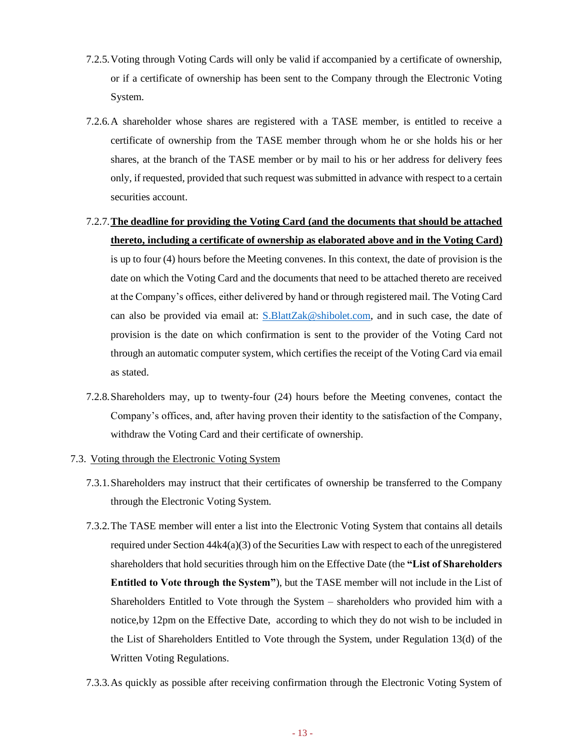7.2.5. Voting through Voting Cards will only be valid if accompanied by a certificate of ownership, or if a certificate of ownership has been sent to the Company through the Electronic Voting System.

7.2.6. A shareholder whose shares are registered with a TASE member, is entitled to receive a certificate of ownership from the TASE member through whom he or she holds his or her shares, at the branch of the TASE member or by mail to his or her address for delivery fees only, if requested, provided that such request was submitted in advance with respect to a certain securities account.

7.2.7. **<u>The deadline for providing the Voting Card (and the documents that should be attached thereto, including a certificate of ownership as elaborated above and in the Voting Card)</u>** is up to four (4) hours before the Meeting convenes. In this context, the date of provision is the date on which the Voting Card and the documents that need to be attached thereto are received at the Company's offices, either delivered by hand or through registered mail. The Voting Card can also be provided via email at: S.BlattZak@shibolet.com, and in such case, the date of provision is the date on which confirmation is sent to the provider of the Voting Card not through an automatic computer system, which certifies the receipt of the Voting Card via email as stated.

7.2.8. Shareholders may, up to twenty-four (24) hours before the Meeting convenes, contact the Company's offices, and, after having proven their identity to the satisfaction of the Company, withdraw the Voting Card and their certificate of ownership.

7.3. <u>Voting through the Electronic Voting System</u>

7.3.1. Shareholders may instruct that their certificates of ownership be transferred to the Company through the Electronic Voting System.

7.3.2. The TASE member will enter a list into the Electronic Voting System that contains all details required under Section 44k4(a)(3) of the Securities Law with respect to each of the unregistered shareholders that hold securities through him on the Effective Date (the **"List of Shareholders Entitled to Vote through the System"**), but the TASE member will not include in the List of Shareholders Entitled to Vote through the System – shareholders who provided him with a notice,by 12pm on the Effective Date, according to which they do not wish to be included in the List of Shareholders Entitled to Vote through the System, under Regulation 13(d) of the Written Voting Regulations.

7.3.3. As quickly as possible after receiving confirmation through the Electronic Voting System of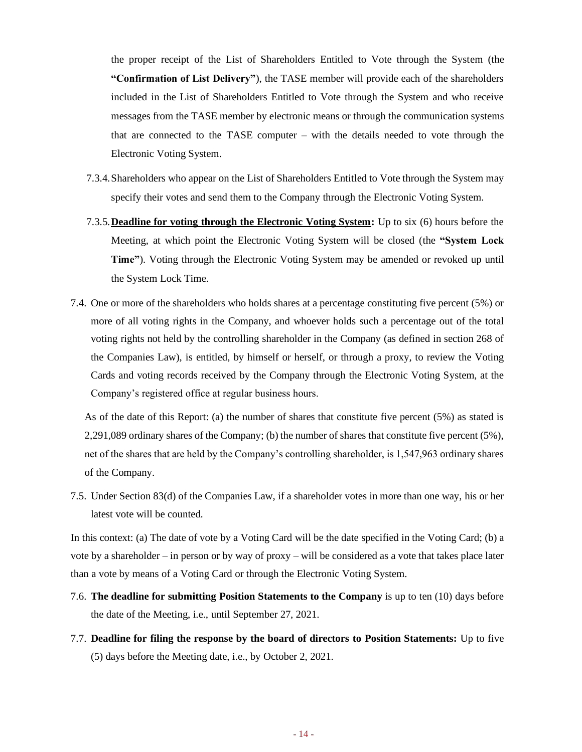the proper receipt of the List of Shareholders Entitled to Vote through the System (the **"Confirmation of List Delivery"**), the TASE member will provide each of the shareholders included in the List of Shareholders Entitled to Vote through the System and who receive messages from the TASE member by electronic means or through the communication systems that are connected to the TASE computer – with the details needed to vote through the Electronic Voting System.

7.3.4. Shareholders who appear on the List of Shareholders Entitled to Vote through the System may specify their votes and send them to the Company through the Electronic Voting System.

7.3.5. **<u>Deadline for voting through the Electronic Voting System</u>:** Up to six (6) hours before the Meeting, at which point the Electronic Voting System will be closed (the **"System Lock Time"**). Voting through the Electronic Voting System may be amended or revoked up until the System Lock Time.

7.4. One or more of the shareholders who holds shares at a percentage constituting five percent (5%) or more of all voting rights in the Company, and whoever holds such a percentage out of the total voting rights not held by the controlling shareholder in the Company (as defined in section 268 of the Companies Law), is entitled, by himself or herself, or through a proxy, to review the Voting Cards and voting records received by the Company through the Electronic Voting System, at the Company's registered office at regular business hours.

As of the date of this Report: (a) the number of shares that constitute five percent (5%) as stated is 2,291,089 ordinary shares of the Company; (b) the number of shares that constitute five percent (5%), net of the shares that are held by the Company's controlling shareholder, is 1,547,963 ordinary shares of the Company.

7.5. Under Section 83(d) of the Companies Law, if a shareholder votes in more than one way, his or her latest vote will be counted.

In this context: (a) The date of vote by a Voting Card will be the date specified in the Voting Card; (b) a vote by a shareholder – in person or by way of proxy – will be considered as a vote that takes place later than a vote by means of a Voting Card or through the Electronic Voting System.

7.6. **The deadline for submitting Position Statements to the Company** is up to ten (10) days before the date of the Meeting, i.e., until September 27, 2021.

7.7. **Deadline for filing the response by the board of directors to Position Statements:** Up to five (5) days before the Meeting date, i.e., by October 2, 2021.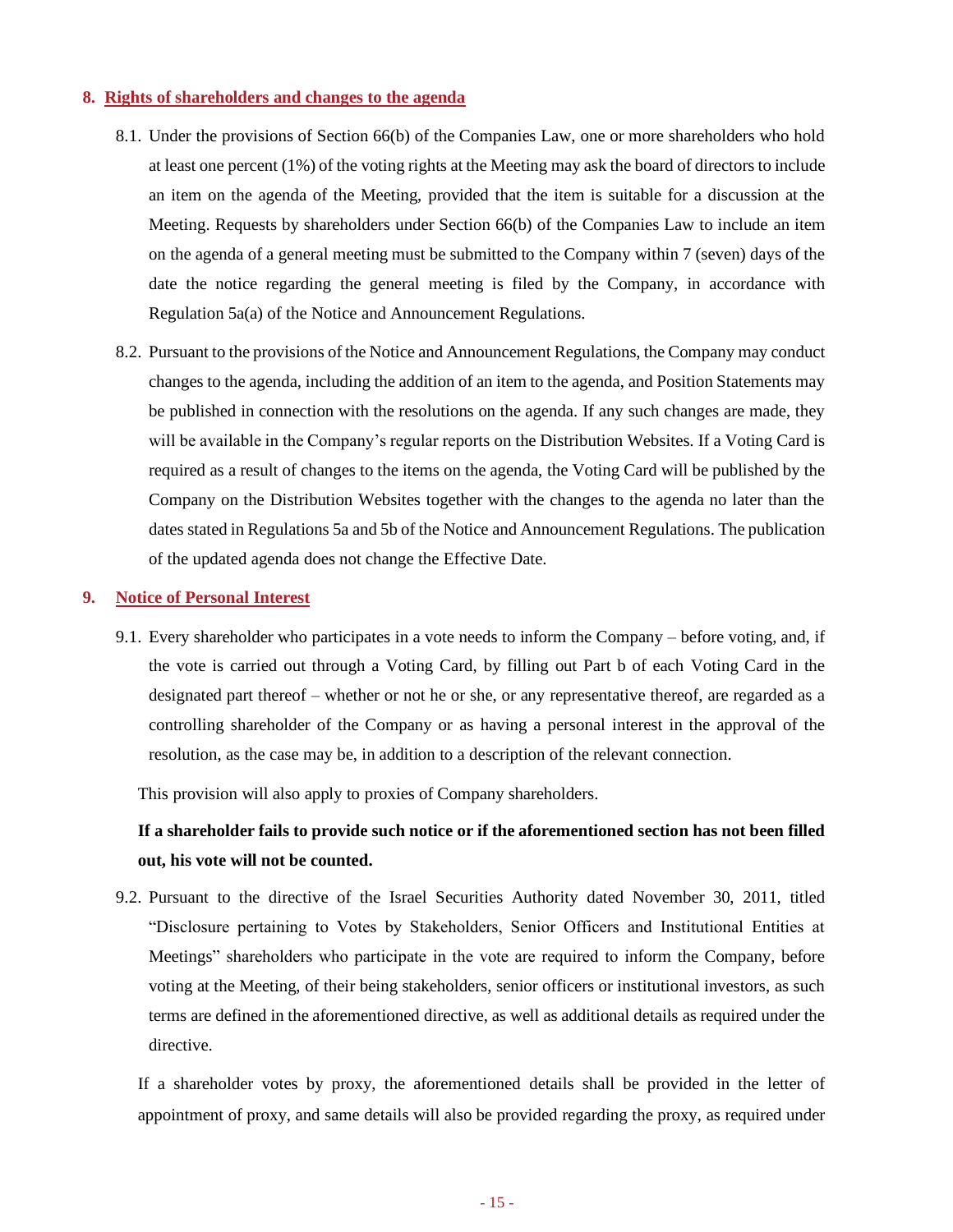## 8. Rights of shareholders and changes to the agenda

8.1. Under the provisions of Section 66(b) of the Companies Law, one or more shareholders who hold at least one percent (1%) of the voting rights at the Meeting may ask the board of directors to include an item on the agenda of the Meeting, provided that the item is suitable for a discussion at the Meeting. Requests by shareholders under Section 66(b) of the Companies Law to include an item on the agenda of a general meeting must be submitted to the Company within 7 (seven) days of the date the notice regarding the general meeting is filed by the Company, in accordance with Regulation 5a(a) of the Notice and Announcement Regulations.

8.2. Pursuant to the provisions of the Notice and Announcement Regulations, the Company may conduct changes to the agenda, including the addition of an item to the agenda, and Position Statements may be published in connection with the resolutions on the agenda. If any such changes are made, they will be available in the Company's regular reports on the Distribution Websites. If a Voting Card is required as a result of changes to the items on the agenda, the Voting Card will be published by the Company on the Distribution Websites together with the changes to the agenda no later than the dates stated in Regulations 5a and 5b of the Notice and Announcement Regulations. The publication of the updated agenda does not change the Effective Date.

## 9. Notice of Personal Interest

9.1. Every shareholder who participates in a vote needs to inform the Company – before voting, and, if the vote is carried out through a Voting Card, by filling out Part b of each Voting Card in the designated part thereof – whether or not he or she, or any representative thereof, are regarded as a controlling shareholder of the Company or as having a personal interest in the approval of the resolution, as the case may be, in addition to a description of the relevant connection.

This provision will also apply to proxies of Company shareholders.

**If a shareholder fails to provide such notice or if the aforementioned section has not been filled out, his vote will not be counted.**

9.2. Pursuant to the directive of the Israel Securities Authority dated November 30, 2011, titled "Disclosure pertaining to Votes by Stakeholders, Senior Officers and Institutional Entities at Meetings" shareholders who participate in the vote are required to inform the Company, before voting at the Meeting, of their being stakeholders, senior officers or institutional investors, as such terms are defined in the aforementioned directive, as well as additional details as required under the directive.

If a shareholder votes by proxy, the aforementioned details shall be provided in the letter of appointment of proxy, and same details will also be provided regarding the proxy, as required under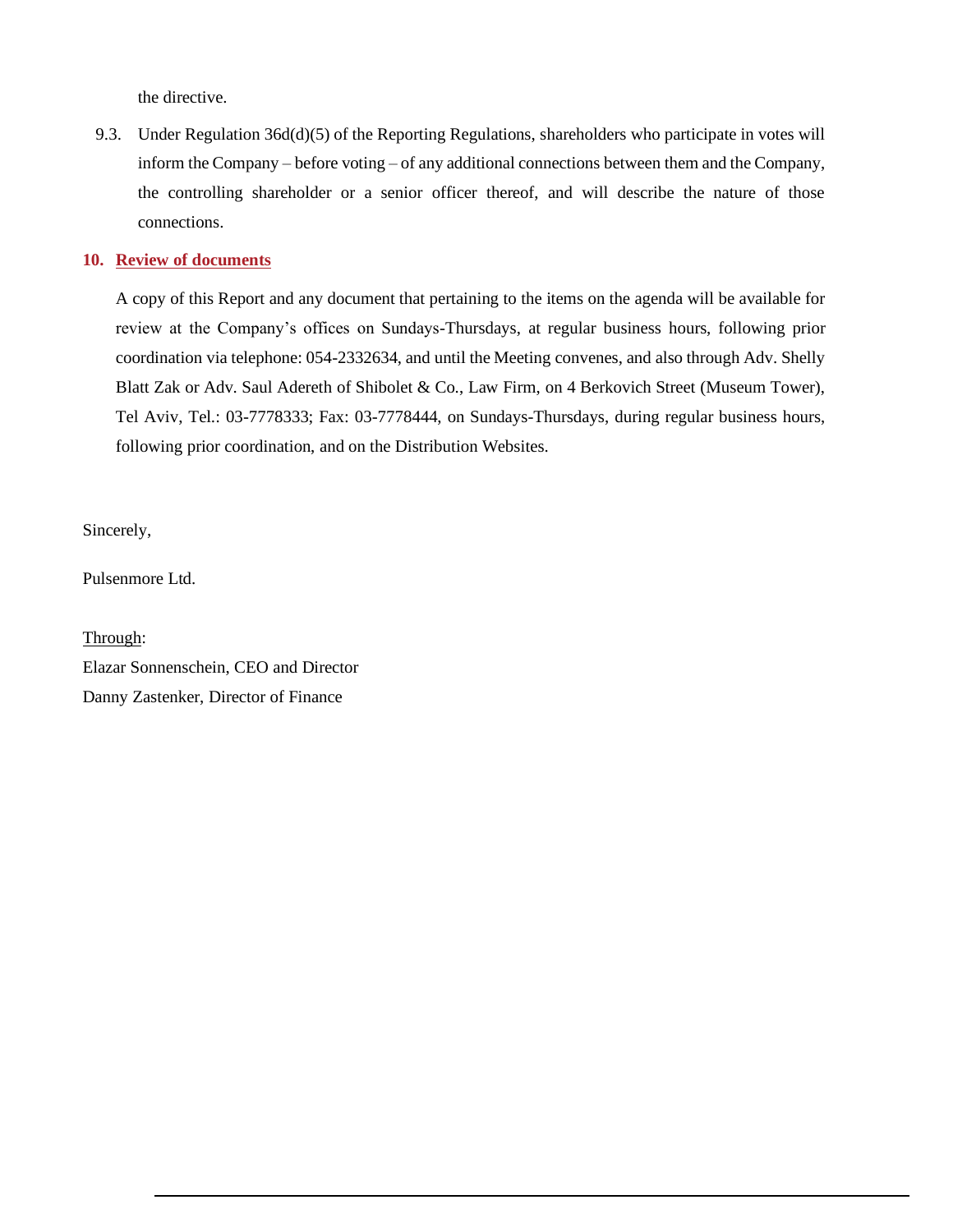the directive.

9.3. Under Regulation 36d(d)(5) of the Reporting Regulations, shareholders who participate in votes will inform the Company – before voting – of any additional connections between them and the Company, the controlling shareholder or a senior officer thereof, and will describe the nature of those connections.

## 10. Review of documents

A copy of this Report and any document that pertaining to the items on the agenda will be available for review at the Company's offices on Sundays-Thursdays, at regular business hours, following prior coordination via telephone: 054-2332634, and until the Meeting convenes, and also through Adv. Shelly Blatt Zak or Adv. Saul Adereth of Shibolet & Co., Law Firm, on 4 Berkovich Street (Museum Tower), Tel Aviv, Tel.: 03-7778333; Fax: 03-7778444, on Sundays-Thursdays, during regular business hours, following prior coordination, and on the Distribution Websites.

Sincerely,

Pulsenmore Ltd.

Through:
Elazar Sonnenschein, CEO and Director
Danny Zastenker, Director of Finance